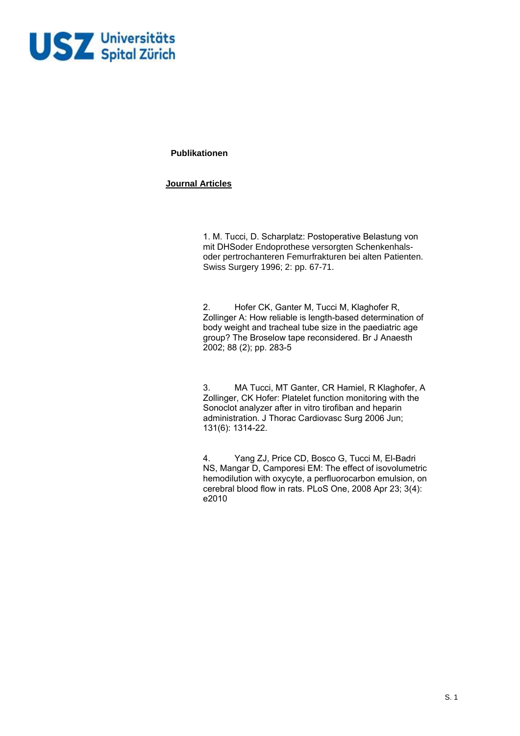USZ Universitäts Spital Zürich

**Publikationen**

**Journal Articles**

1. M. Tucci, D. Scharplatz: Postoperative Belastung von mit DHSoder Endoprothese versorgten Schenkenhals- oder pertrochanteren Femurfrakturen bei alten Patienten. Swiss Surgery 1996; 2: pp. 67-71.

2. Hofer CK, Ganter M, Tucci M, Klaghofer R, Zollinger A: How reliable is length-based determination of body weight and tracheal tube size in the paediatric age group? The Broselow tape reconsidered. Br J Anaesth 2002; 88 (2); pp. 283-5

3. MA Tucci, MT Ganter, CR Hamiel, R Klaghofer, A Zollinger, CK Hofer: Platelet function monitoring with the Sonoclot analyzer after in vitro tirofiban and heparin administration. J Thorac Cardiovasc Surg 2006 Jun; 131(6): 1314-22.

4. Yang ZJ, Price CD, Bosco G, Tucci M, El-Badri NS, Mangar D, Camporesi EM: The effect of isovolumetric hemodilution with oxycyte, a perfluorocarbon emulsion, on cerebral blood flow in rats. PLoS One, 2008 Apr 23; 3(4): e2010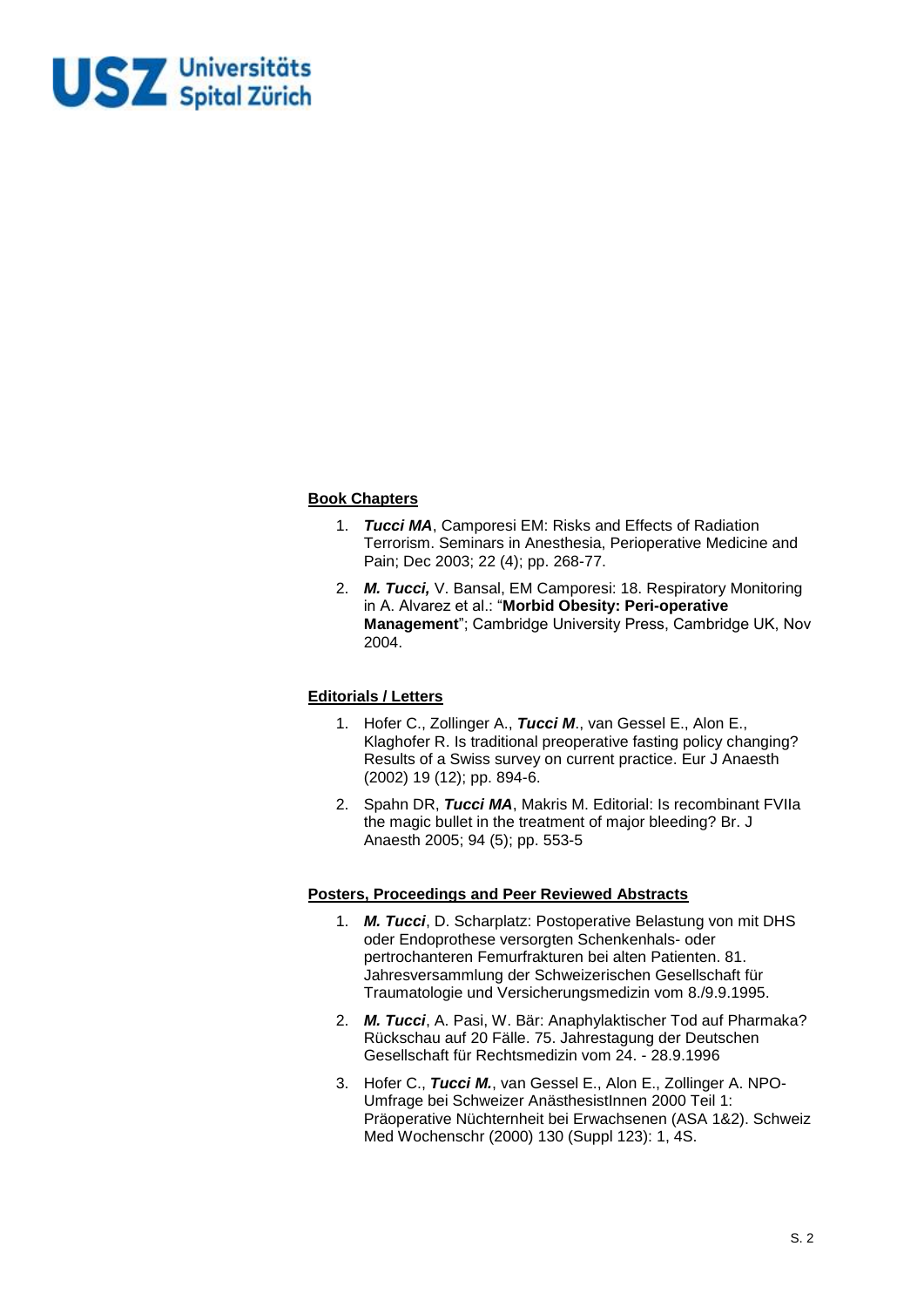**Book Chapters**

1. ***Tucci MA***, Camporesi EM: Risks and Effects of Radiation Terrorism. Seminars in Anesthesia, Perioperative Medicine and Pain; Dec 2003; 22 (4); pp. 268-77.
2. ***M. Tucci,*** V. Bansal, EM Camporesi: 18. Respiratory Monitoring in A. Alvarez et al.: "**Morbid Obesity: Peri-operative Management**"; Cambridge University Press, Cambridge UK, Nov 2004.

**Editorials / Letters**

1. Hofer C., Zollinger A., ***Tucci M***., van Gessel E., Alon E., Klaghofer R. Is traditional preoperative fasting policy changing? Results of a Swiss survey on current practice. Eur J Anaesth (2002) 19 (12); pp. 894-6.
2. Spahn DR, ***Tucci MA***, Makris M. Editorial: Is recombinant FVIIa the magic bullet in the treatment of major bleeding? Br. J Anaesth 2005; 94 (5); pp. 553-5

**Posters, Proceedings and Peer Reviewed Abstracts**

1. ***M. Tucci***, D. Scharplatz: Postoperative Belastung von mit DHS oder Endoprothese versorgten Schenkenhals- oder pertrochanteren Femurfrakturen bei alten Patienten. 81. Jahresversammlung der Schweizerischen Gesellschaft für Traumatologie und Versicherungsmedizin vom 8./9.9.1995.
2. ***M. Tucci***, A. Pasi, W. Bär: Anaphylaktischer Tod auf Pharmaka? Rückschau auf 20 Fälle. 75. Jahrestagung der Deutschen Gesellschaft für Rechtsmedizin vom 24. - 28.9.1996
3. Hofer C., ***Tucci M.***, van Gessel E., Alon E., Zollinger A. NPO-Umfrage bei Schweizer AnästhesistInnen 2000 Teil 1: Präoperative Nüchternheit bei Erwachsenen (ASA 1&2). Schweiz Med Wochenschr (2000) 130 (Suppl 123): 1, 4S.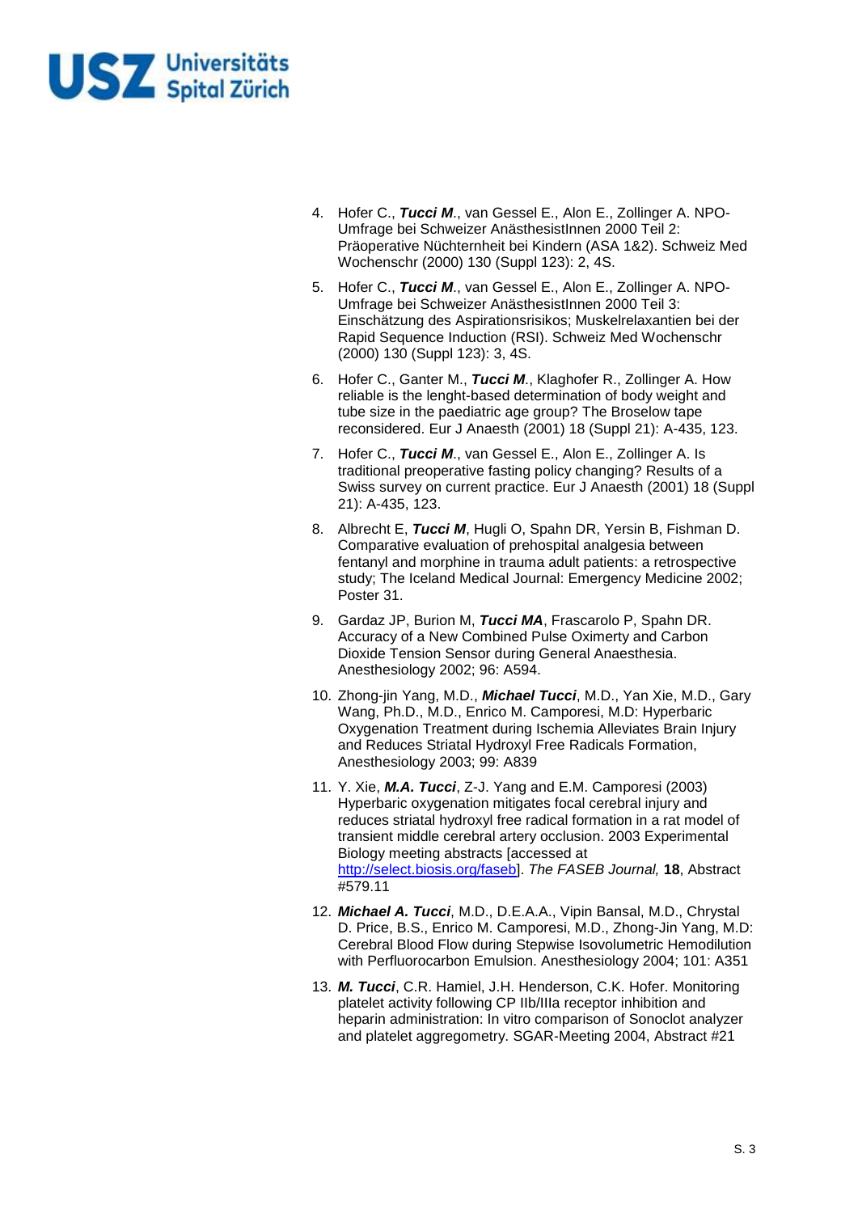4. Hofer C., ***Tucci M***., van Gessel E., Alon E., Zollinger A. NPO-Umfrage bei Schweizer AnästhesistInnen 2000 Teil 2: Präoperative Nüchternheit bei Kindern (ASA 1&2). Schweiz Med Wochenschr (2000) 130 (Suppl 123): 2, 4S.

5. Hofer C., ***Tucci M***., van Gessel E., Alon E., Zollinger A. NPO-Umfrage bei Schweizer AnästhesistInnen 2000 Teil 3: Einschätzung des Aspirationsrisikos; Muskelrelaxantien bei der Rapid Sequence Induction (RSI). Schweiz Med Wochenschr (2000) 130 (Suppl 123): 3, 4S.

6. Hofer C., Ganter M., ***Tucci M***., Klaghofer R., Zollinger A. How reliable is the lenght-based determination of body weight and tube size in the paediatric age group? The Broselow tape reconsidered. Eur J Anaesth (2001) 18 (Suppl 21): A-435, 123.

7. Hofer C., ***Tucci M***., van Gessel E., Alon E., Zollinger A. Is traditional preoperative fasting policy changing? Results of a Swiss survey on current practice. Eur J Anaesth (2001) 18 (Suppl 21): A-435, 123.

8. Albrecht E, ***Tucci M***, Hugli O, Spahn DR, Yersin B, Fishman D. Comparative evaluation of prehospital analgesia between fentanyl and morphine in trauma adult patients: a retrospective study; The Iceland Medical Journal: Emergency Medicine 2002; Poster 31.

9. Gardaz JP, Burion M, ***Tucci MA***, Frascarolo P, Spahn DR. Accuracy of a New Combined Pulse Oximerty and Carbon Dioxide Tension Sensor during General Anaesthesia. Anesthesiology 2002; 96: A594.

10. Zhong-jin Yang, M.D., ***Michael Tucci***, M.D., Yan Xie, M.D., Gary Wang, Ph.D., M.D., Enrico M. Camporesi, M.D: Hyperbaric Oxygenation Treatment during Ischemia Alleviates Brain Injury and Reduces Striatal Hydroxyl Free Radicals Formation, Anesthesiology 2003; 99: A839

11. Y. Xie, ***M.A. Tucci***, Z-J. Yang and E.M. Camporesi (2003) Hyperbaric oxygenation mitigates focal cerebral injury and reduces striatal hydroxyl free radical formation in a rat model of transient middle cerebral artery occlusion. 2003 Experimental Biology meeting abstracts [accessed at http://select.biosis.org/faseb]. *The FASEB Journal,* **18**, Abstract #579.11

12. ***Michael A. Tucci***, M.D., D.E.A.A., Vipin Bansal, M.D., Chrystal D. Price, B.S., Enrico M. Camporesi, M.D., Zhong-Jin Yang, M.D: Cerebral Blood Flow during Stepwise Isovolumetric Hemodilution with Perfluorocarbon Emulsion. Anesthesiology 2004; 101: A351

13. ***M. Tucci***, C.R. Hamiel, J.H. Henderson, C.K. Hofer. Monitoring platelet activity following CP IIb/IIIa receptor inhibition and heparin administration: In vitro comparison of Sonoclot analyzer and platelet aggregometry. SGAR-Meeting 2004, Abstract #21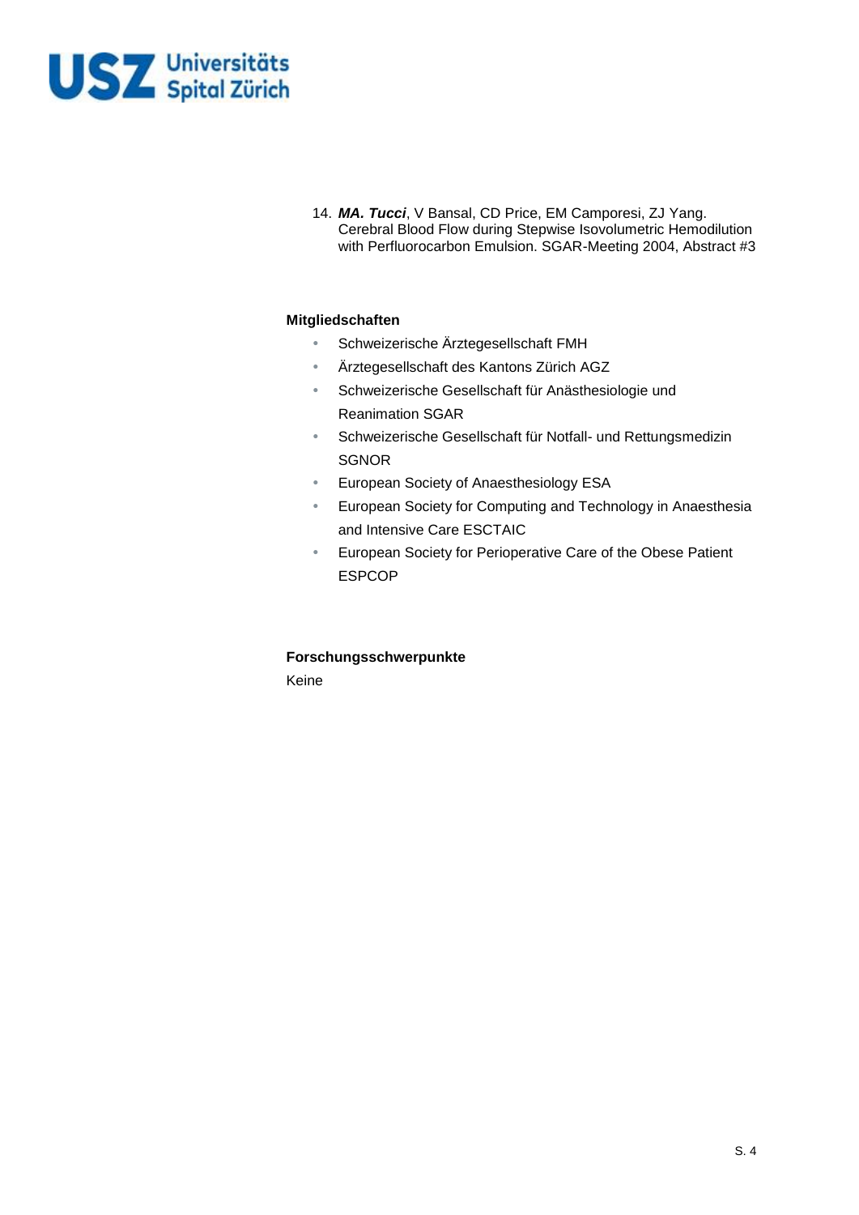14. ***MA. Tucci***, V Bansal, CD Price, EM Camporesi, ZJ Yang. Cerebral Blood Flow during Stepwise Isovolumetric Hemodilution with Perfluorocarbon Emulsion. SGAR-Meeting 2004, Abstract #3

**Mitgliedschaften**

- Schweizerische Ärztegesellschaft FMH
- Ärztegesellschaft des Kantons Zürich AGZ
- Schweizerische Gesellschaft für Anästhesiologie und Reanimation SGAR
- Schweizerische Gesellschaft für Notfall- und Rettungsmedizin SGNOR
- European Society of Anaesthesiology ESA
- European Society for Computing and Technology in Anaesthesia and Intensive Care ESCTAIC
- European Society for Perioperative Care of the Obese Patient ESPCOP

**Forschungsschwerpunkte**

Keine